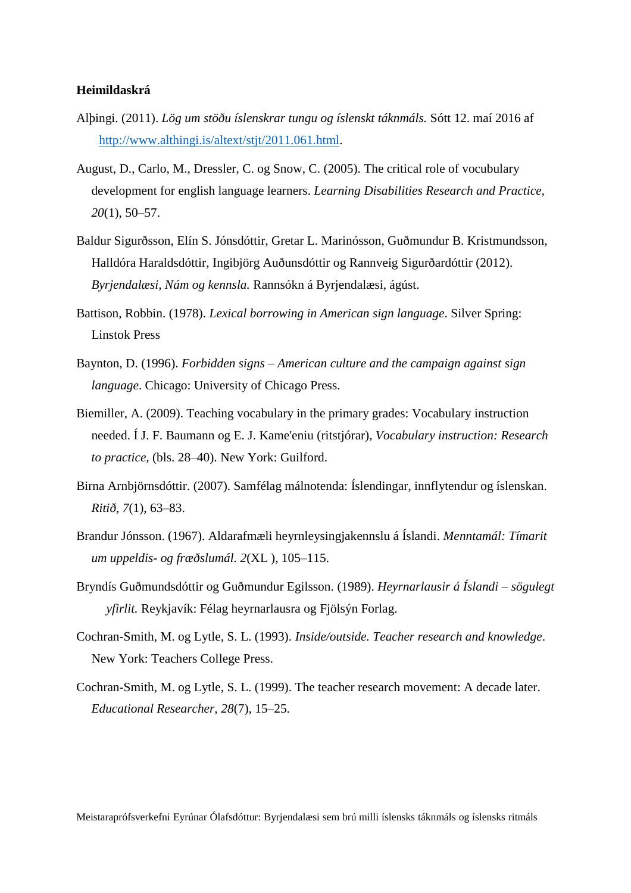**Heimildaskrá**

Alþingi. (2011). *Lög um stöðu íslenskrar tungu og íslenskt táknmáls.* Sótt 12. maí 2016 af http://www.althingi.is/altext/stjt/2011.061.html.

August, D., Carlo, M., Dressler, C. og Snow, C. (2005). The critical role of vocubulary development for english language learners. *Learning Disabilities Research and Practice, 20*(1), 50–57.

Baldur Sigurðsson, Elín S. Jónsdóttir, Gretar L. Marinósson, Guðmundur B. Kristmundsson, Halldóra Haraldsdóttir, Ingibjörg Auðunsdóttir og Rannveig Sigurðardóttir (2012). *Byrjendalæsi, Nám og kennsla.* Rannsókn á Byrjendalæsi, ágúst.

Battison, Robbin. (1978). *Lexical borrowing in American sign language*. Silver Spring: Linstok Press

Baynton, D. (1996). *Forbidden signs – American culture and the campaign against sign language*. Chicago: University of Chicago Press.

Biemiller, A. (2009). Teaching vocabulary in the primary grades: Vocabulary instruction needed. Í J. F. Baumann og E. J. Kame'eniu (ritstjórar), *Vocabulary instruction: Research to practice,* (bls. 28–40). New York: Guilford.

Birna Arnbjörnsdóttir. (2007). Samfélag málnotenda: Íslendingar, innflytendur og íslenskan. *Ritið, 7*(1), 63–83.

Brandur Jónsson. (1967). Aldarafmæli heyrnleysingjakennslu á Íslandi. *Menntamál: Tímarit um uppeldis- og fræðslumál. 2*(XL ), 105–115.

Bryndís Guðmundsdóttir og Guðmundur Egilsson. (1989). *Heyrnarlausir á Íslandi – sögulegt yfirlit.* Reykjavík: Félag heyrnarlausra og Fjölsýn Forlag.

Cochran-Smith, M. og Lytle, S. L. (1993). *Inside/outside. Teacher research and knowledge*. New York: Teachers College Press.

Cochran-Smith, M. og Lytle, S. L. (1999). The teacher research movement: A decade later. *Educational Researcher, 28*(7), 15–25.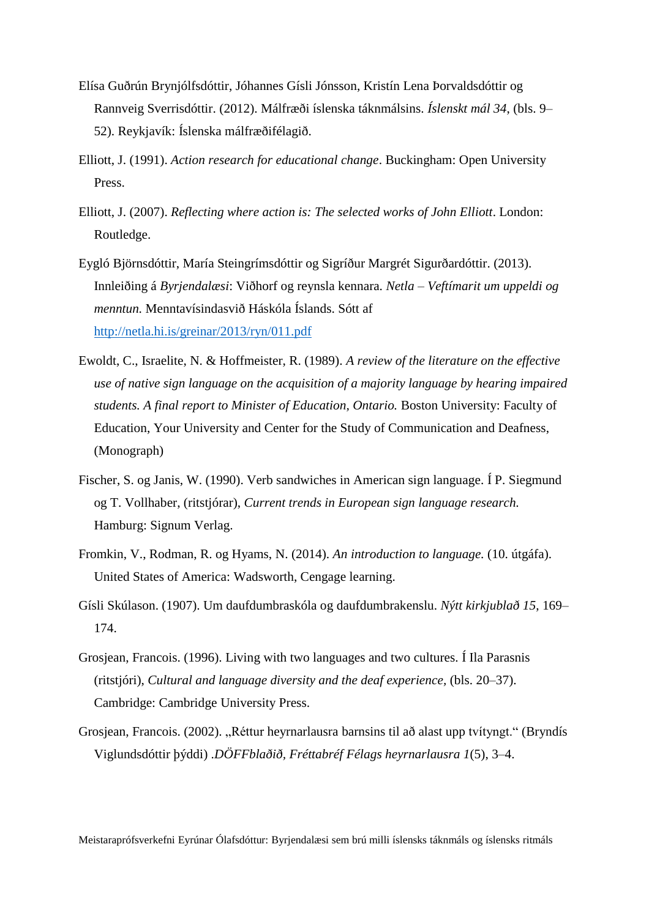Elísa Guðrún Brynjólfsdóttir, Jóhannes Gísli Jónsson, Kristín Lena Þorvaldsdóttir og Rannveig Sverrisdóttir. (2012). Málfræði íslenska táknmálsins. *Íslenskt mál 34*, (bls. 9–52). Reykjavík: Íslenska málfræðifélagið.

Elliott, J. (1991). *Action research for educational change*. Buckingham: Open University Press.

Elliott, J. (2007). *Reflecting where action is: The selected works of John Elliott*. London: Routledge.

Eygló Björnsdóttir, María Steingrímsdóttir og Sigríður Margrét Sigurðardóttir. (2013). Innleiðing á *Byrjendalæsi*: Viðhorf og reynsla kennara. *Netla – Veftímarit um uppeldi og menntun.* Menntavísindasvið Háskóla Íslands. Sótt af http://netla.hi.is/greinar/2013/ryn/011.pdf

Ewoldt, C., Israelite, N. & Hoffmeister, R. (1989). *A review of the literature on the effective use of native sign language on the acquisition of a majority language by hearing impaired students. A final report to Minister of Education, Ontario.* Boston University: Faculty of Education, Your University and Center for the Study of Communication and Deafness, (Monograph)

Fischer, S. og Janis, W. (1990). Verb sandwiches in American sign language. Í P. Siegmund og T. Vollhaber, (ritstjórar), *Current trends in European sign language research.* Hamburg: Signum Verlag.

Fromkin, V., Rodman, R. og Hyams, N. (2014). *An introduction to language.* (10. útgáfa). United States of America: Wadsworth, Cengage learning.

Gísli Skúlason. (1907). Um daufdumbraskóla og daufdumbrakenslu. *Nýtt kirkjublað 15*, 169–174.

Grosjean, Francois. (1996). Living with two languages and two cultures. Í Ila Parasnis (ritstjóri), *Cultural and language diversity and the deaf experience*, (bls. 20–37). Cambridge: Cambridge University Press.

Grosjean, Francois. (2002). „Réttur heyrnarlausra barnsins til að alast upp tvítyngt." (Bryndís Viglundsdóttir þýddi) .*DÖFFblaðið, Fréttabréf Félags heyrnarlausra 1*(5), 3–4.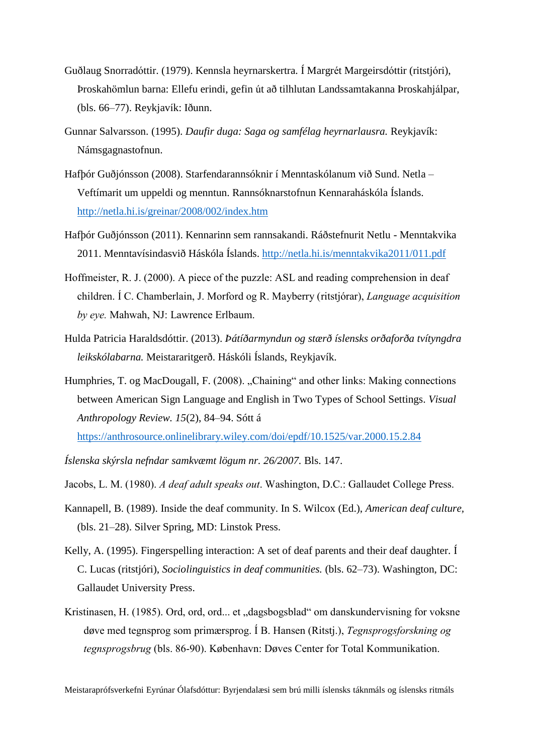Guðlaug Snorradóttir. (1979). Kennsla heyrnarskertra. Í Margrét Margeirsdóttir (ritstjóri), Þroskahömlun barna: Ellefu erindi, gefin út að tilhlutan Landssamtakanna Þroskahjálpar, (bls. 66–77). Reykjavík: Iðunn.

Gunnar Salvarsson. (1995). *Daufir duga: Saga og samfélag heyrnarlausra.* Reykjavík: Námsgagnastofnun.

Hafþór Guðjónsson (2008). Starfendarannsóknir í Menntaskólanum við Sund. Netla – Veftímarit um uppeldi og menntun. Rannsóknarstofnun Kennaraháskóla Íslands. http://netla.hi.is/greinar/2008/002/index.htm

Hafþór Guðjónsson (2011). Kennarinn sem rannsakandi. Ráðstefnurit Netlu - Menntakvika 2011. Menntavísindasvið Háskóla Íslands. http://netla.hi.is/menntakvika2011/011.pdf

Hoffmeister, R. J. (2000). A piece of the puzzle: ASL and reading comprehension in deaf children. Í C. Chamberlain, J. Morford og R. Mayberry (ritstjórar), *Language acquisition by eye.* Mahwah, NJ: Lawrence Erlbaum.

Hulda Patricia Haraldsdóttir. (2013). *Þátíðarmyndun og stærð íslensks orðaforða tvítyngdra leikskólabarna.* Meistararitgerð. Háskóli Íslands, Reykjavík.

Humphries, T. og MacDougall, F. (2008). „Chaining“ and other links: Making connections between American Sign Language and English in Two Types of School Settings. *Visual Anthropology Review. 15*(2), 84–94. Sótt á https://anthrosource.onlinelibrary.wiley.com/doi/epdf/10.1525/var.2000.15.2.84

*Íslenska skýrsla nefndar samkvæmt lögum nr. 26/2007.* Bls. 147.

Jacobs, L. M. (1980). *A deaf adult speaks out.* Washington, D.C.: Gallaudet College Press.

Kannapell, B. (1989). Inside the deaf community. In S. Wilcox (Ed.), *American deaf culture,* (bls. 21–28). Silver Spring, MD: Linstok Press.

Kelly, A. (1995). Fingerspelling interaction: A set of deaf parents and their deaf daughter. Í C. Lucas (ritstjóri), *Sociolinguistics in deaf communities.* (bls. 62–73). Washington, DC: Gallaudet University Press.

Kristinasen, H. (1985). Ord, ord, ord... et „dagsbogsblad“ om danskundervisning for voksne døve med tegnsprog som primærsprog. Í B. Hansen (Ritstj.), *Tegnsprogsforskning og tegnsprogsbrug* (bls. 86-90). København: Døves Center for Total Kommunikation.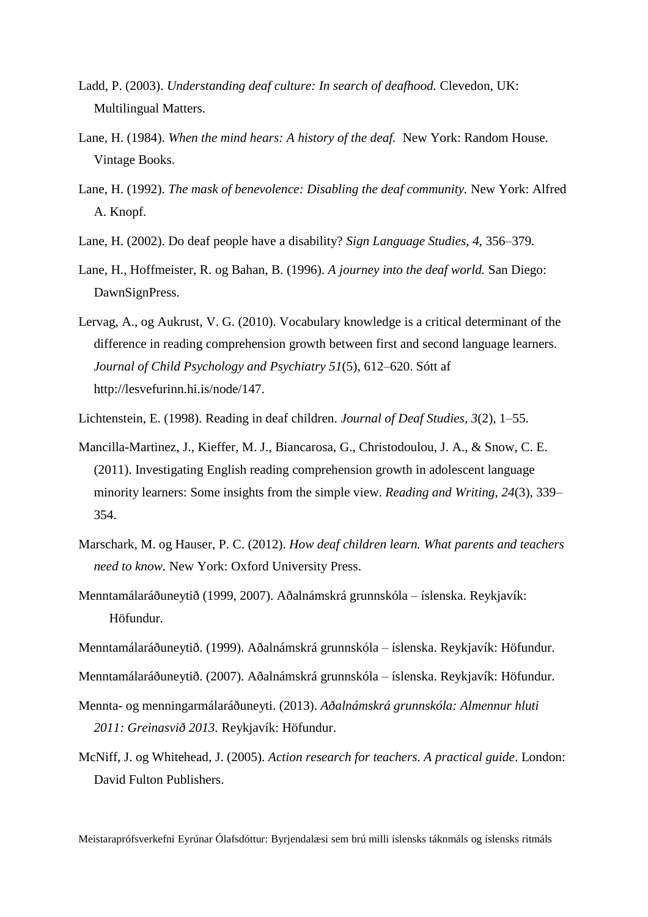Ladd, P. (2003). *Understanding deaf culture: In search of deafhood.* Clevedon, UK: Multilingual Matters.

Lane, H. (1984). *When the mind hears: A history of the deaf.* New York: Random House. Vintage Books.

Lane, H. (1992). *The mask of benevolence: Disabling the deaf community.* New York: Alfred A. Knopf.

Lane, H. (2002). Do deaf people have a disability? *Sign Language Studies, 4*, 356–379.

Lane, H., Hoffmeister, R. og Bahan, B. (1996). *A journey into the deaf world.* San Diego: DawnSignPress.

Lervag, A., og Aukrust, V. G. (2010). Vocabulary knowledge is a critical determinant of the difference in reading comprehension growth between first and second language learners. *Journal of Child Psychology and Psychiatry 51*(5), 612–620. Sótt af http://lesvefurinn.hi.is/node/147.

Lichtenstein, E. (1998). Reading in deaf children. *Journal of Deaf Studies, 3*(2), 1–55.

Mancilla-Martinez, J., Kieffer, M. J., Biancarosa, G., Christodoulou, J. A., & Snow, C. E. (2011). Investigating English reading comprehension growth in adolescent language minority learners: Some insights from the simple view. *Reading and Writing, 24*(3), 339–354.

Marschark, M. og Hauser, P. C. (2012). *How deaf children learn. What parents and teachers need to know.* New York: Oxford University Press.

Menntamáláráðuneytið (1999, 2007). Aðalnámskrá grunnskóla – íslenska. Reykjavík: Höfundur.

Menntamáláráðuneytið. (1999). Aðalnámskrá grunnskóla – íslenska. Reykjavík: Höfundur.

Menntamáláráðuneytið. (2007). Aðalnámskrá grunnskóla – íslenska. Reykjavík: Höfundur.

Mennta- og menningarmálaráðuneyti. (2013). *Aðalnámskrá grunnskóla: Almennur hluti 2011: Greinasvið 2013.* Reykjavík: Höfundur.

McNiff, J. og Whitehead, J. (2005). *Action research for teachers. A practical guide*. London: David Fulton Publishers.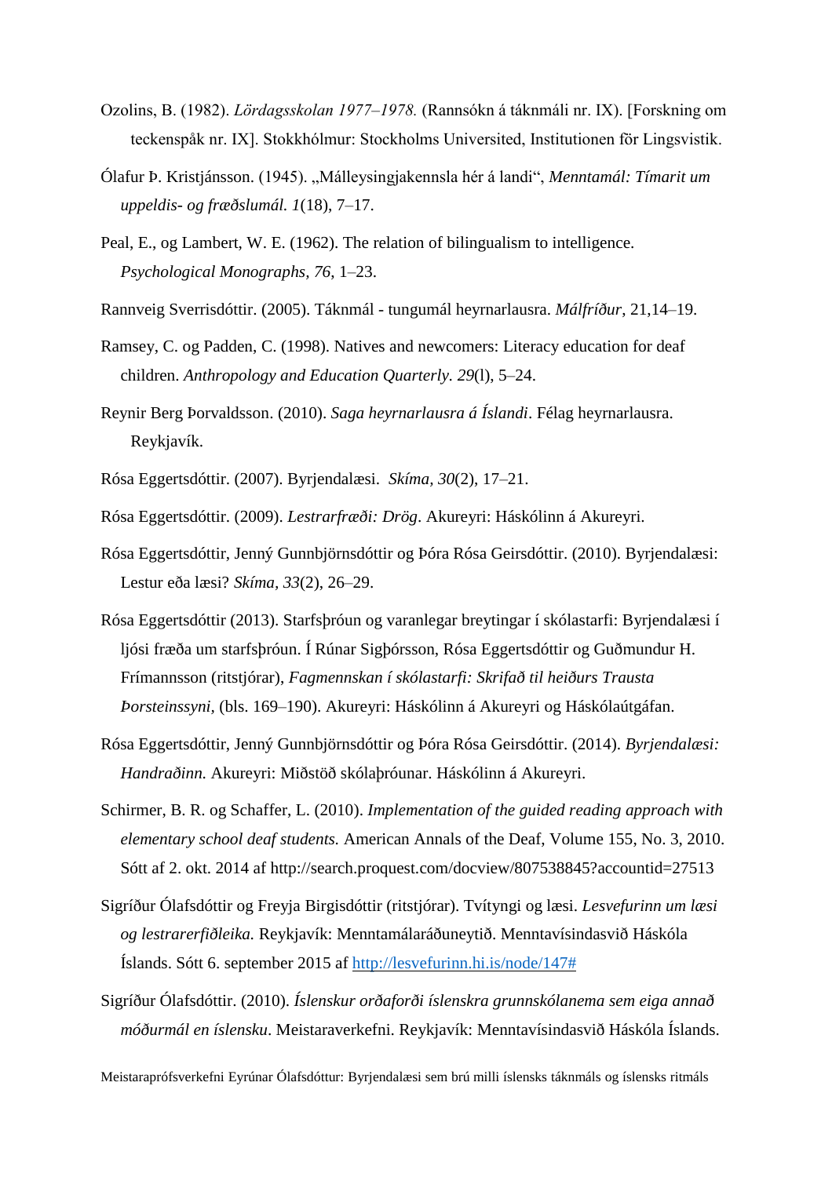Ozolins, B. (1982). *Lördagsskolan 1977–1978.* (Rannsókn á táknmáli nr. IX). [Forskning om teckenspåk nr. IX]. Stokkhólmur: Stockholms Universited, Institutionen för Lingsvistik.

Ólafur Þ. Kristjánsson. (1945). „Málleysingjakennsla hér á landi", *Menntamál: Tímarit um uppeldis- og fræðslumál. 1*(18), 7–17.

Peal, E., og Lambert, W. E. (1962). The relation of bilingualism to intelligence. *Psychological Monographs, 76*, 1–23.

Rannveig Sverrisdóttir. (2005). Táknmál - tungumál heyrnarlausra. *Málfríður*, 21,14–19.

Ramsey, C. og Padden, C. (1998). Natives and newcomers: Literacy education for deaf children. *Anthropology and Education Quarterly. 29*(l), 5–24.

Reynir Berg Þorvaldsson. (2010). *Saga heyrnarlausra á Íslandi*. Félag heyrnarlausra. Reykjavík.

Rósa Eggertsdóttir. (2007). Byrjendalæsi. *Skíma, 30*(2), 17–21.

Rósa Eggertsdóttir. (2009). *Lestrarfræði: Drög*. Akureyri: Háskólinn á Akureyri.

Rósa Eggertsdóttir, Jenný Gunnbjörnsdóttir og Þóra Rósa Geirsdóttir. (2010). Byrjendalæsi: Lestur eða læsi? *Skíma, 33*(2), 26–29.

Rósa Eggertsdóttir (2013). Starfsþróun og varanlegar breytingar í skólastarfi: Byrjendalæsi í ljósi fræða um starfsþróun. Í Rúnar Sigþórsson, Rósa Eggertsdóttir og Guðmundur H. Frímannsson (ritstjórar), *Fagmennskan í skólastarfi: Skrifað til heiðurs Trausta Þorsteinssyni*, (bls. 169–190). Akureyri: Háskólinn á Akureyri og Háskólaútgáfan.

Rósa Eggertsdóttir, Jenný Gunnbjörnsdóttir og Þóra Rósa Geirsdóttir. (2014). *Byrjendalæsi: Handraðinn.* Akureyri: Miðstöð skólaþróunar. Háskólinn á Akureyri.

Schirmer, B. R. og Schaffer, L. (2010). *Implementation of the guided reading approach with elementary school deaf students.* American Annals of the Deaf, Volume 155, No. 3, 2010. Sótt af 2. okt. 2014 af http://search.proquest.com/docview/807538845?accountid=27513

Sigríður Ólafsdóttir og Freyja Birgisdóttir (ritstjórar). Tvítyngi og læsi. *Lesvefurinn um læsi og lestrarerfiðleika.* Reykjavík: Menntamálaráðuneytið. Menntavísindasvið Háskóla Íslands. Sótt 6. september 2015 af http://lesvefurinn.hi.is/node/147#

Sigríður Ólafsdóttir. (2010). *Íslenskur orðaforði íslenskra grunnskólanema sem eiga annað móðurmál en íslensku*. Meistaraverkefni. Reykjavík: Menntavísindasvið Háskóla Íslands.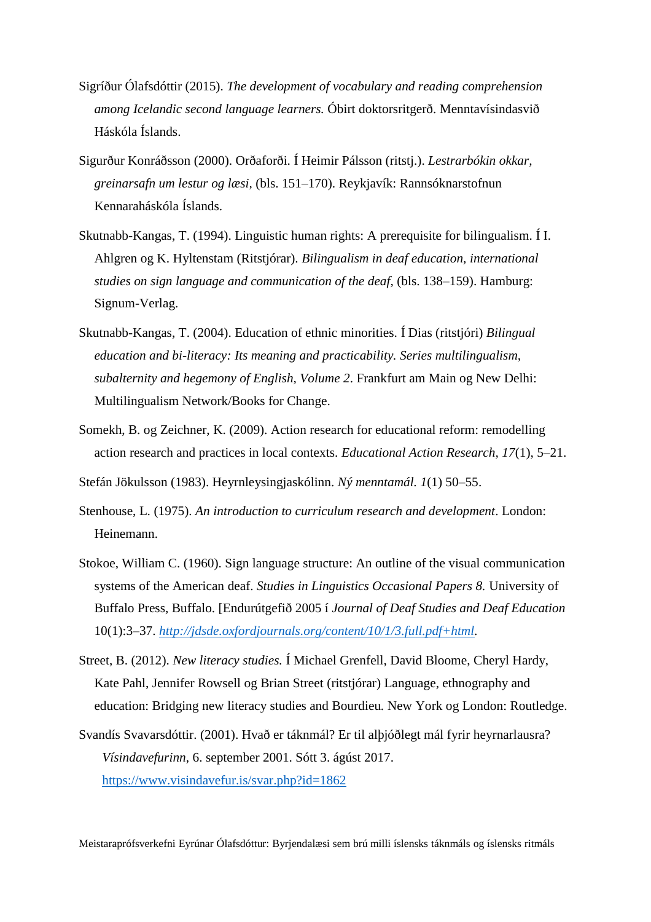Sigríður Ólafsdóttir (2015). *The development of vocabulary and reading comprehension among Icelandic second language learners.* Óbirt doktorsritgerð. Menntavísindasvið Háskóla Íslands.

Sigurður Konráðsson (2000). Orðaforði. Í Heimir Pálsson (ritstj.). *Lestrarbókin okkar, greinarsafn um lestur og læsi*, (bls. 151–170). Reykjavík: Rannsóknarstofnun Kennaraháskóla Íslands.

Skutnabb-Kangas, T. (1994). Linguistic human rights: A prerequisite for bilingualism. Í I. Ahlgren og K. Hyltenstam (Ritstjórar). *Bilingualism in deaf education, international studies on sign language and communication of the deaf*, (bls. 138–159). Hamburg: Signum-Verlag.

Skutnabb-Kangas, T. (2004). Education of ethnic minorities. Í Dias (ritstjóri) *Bilingual education and bi-literacy: Its meaning and practicability. Series multilingualism, subalternity and hegemony of English, Volume 2*. Frankfurt am Main og New Delhi: Multilingualism Network/Books for Change.

Somekh, B. og Zeichner, K. (2009). Action research for educational reform: remodelling action research and practices in local contexts. *Educational Action Research, 17*(1), 5–21.

Stefán Jökulsson (1983). Heyrnleysingjaskólinn. *Ný menntamál. 1*(1) 50–55.

Stenhouse, L. (1975). *An introduction to curriculum research and development*. London: Heinemann.

Stokoe, William C. (1960). Sign language structure: An outline of the visual communication systems of the American deaf. *Studies in Linguistics Occasional Papers 8.* University of Buffalo Press, Buffalo. [Endurútgefið 2005 í *Journal of Deaf Studies and Deaf Education* 10(1):3–37. *http://jdsde.oxfordjournals.org/content/10/1/3.full.pdf+html*.

Street, B. (2012). *New literacy studies.* Í Michael Grenfell, David Bloome, Cheryl Hardy, Kate Pahl, Jennifer Rowsell og Brian Street (ritstjórar) Language, ethnography and education: Bridging new literacy studies and Bourdieu. New York og London: Routledge.

Svandís Svavarsdóttir. (2001). Hvað er táknmál? Er til alþjóðlegt mál fyrir heyrnarlausra? *Vísindavefurinn*, 6. september 2001. Sótt 3. ágúst 2017. https://www.visindavefur.is/svar.php?id=1862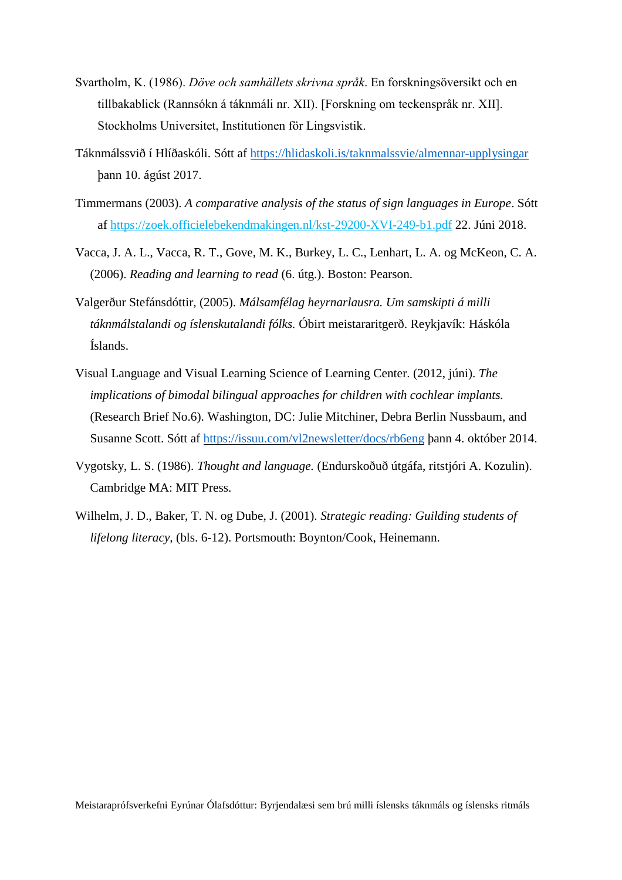Svartholm, K. (1986). *Döve och samhällets skrivna språk*. En forskningsöversikt och en tillbakablick (Rannsókn á táknmáli nr. XII). [Forskning om teckenspråk nr. XII]. Stockholms Universitet, Institutionen för Lingsvistik.

Táknmálssvið í Hlíðaskóli. Sótt af https://hlidaskoli.is/taknmalssvie/almennar-upplysingar þann 10. ágúst 2017.

Timmermans (2003). *A comparative analysis of the status of sign languages in Europe*. Sótt af https://zoek.officielebekendmakingen.nl/kst-29200-XVI-249-b1.pdf 22. Júni 2018.

Vacca, J. A. L., Vacca, R. T., Gove, M. K., Burkey, L. C., Lenhart, L. A. og McKeon, C. A. (2006). *Reading and learning to read* (6. útg.). Boston: Pearson.

Valgerður Stefánsdóttir, (2005). *Málsamfélag heyrnarlausra. Um samskipti á milli táknmálstalandi og íslenskutalandi fólks.* Óbirt meistararitgerð. Reykjavík: Háskóla Íslands.

Visual Language and Visual Learning Science of Learning Center. (2012, júni). *The implications of bimodal bilingual approaches for children with cochlear implants.* (Research Brief No.6). Washington, DC: Julie Mitchiner, Debra Berlin Nussbaum, and Susanne Scott. Sótt af https://issuu.com/vl2newsletter/docs/rb6eng þann 4. október 2014.

Vygotsky, L. S. (1986). *Thought and language.* (Endurskoðuð útgáfa, ritstjóri A. Kozulin). Cambridge MA: MIT Press.

Wilhelm, J. D., Baker, T. N. og Dube, J. (2001). *Strategic reading: Guilding students of lifelong literacy*, (bls. 6-12). Portsmouth: Boynton/Cook, Heinemann.